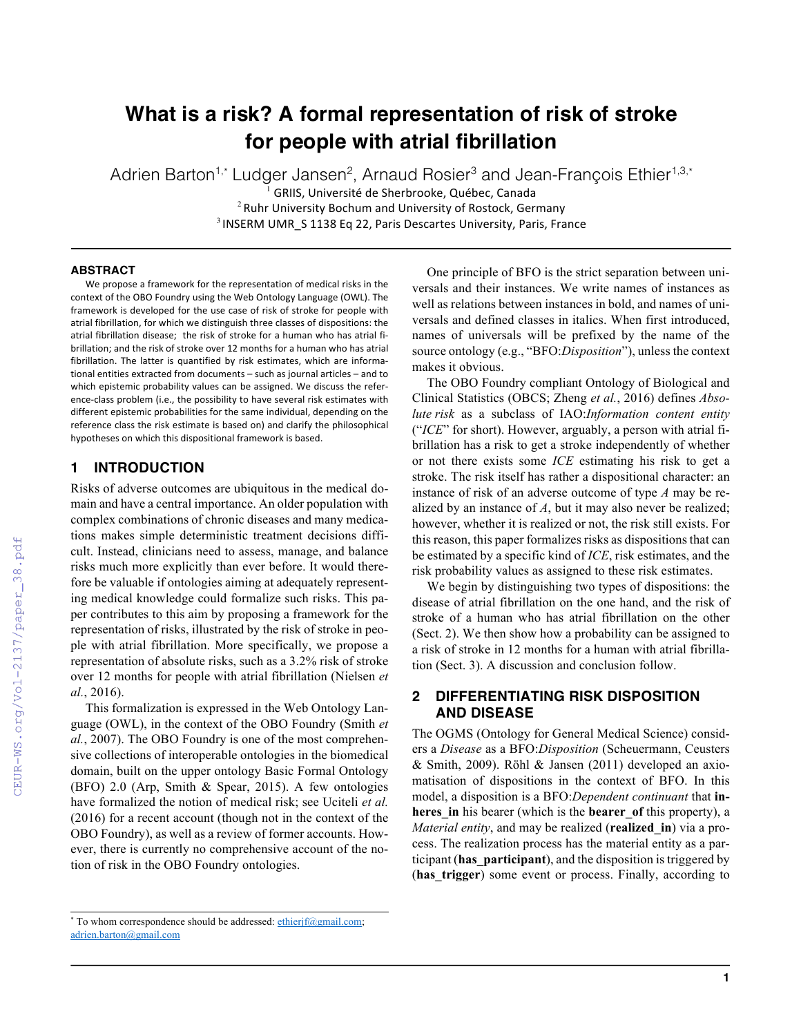# What is a risk? A formal representation of risk of stroke for people with atrial fibrillation

Adrien Barton[1,*] Ludger Jansen[2], Arnaud Rosier[3] and Jean-François Ethier[1,3,*]

[1] GRIIS, Université de Sherbrooke, Québec, Canada
[2] Ruhr University Bochum and University of Rostock, Germany
[3] INSERM UMR_S 1138 Eq 22, Paris Descartes University, Paris, France

### ABSTRACT

We propose a framework for the representation of medical risks in the context of the OBO Foundry using the Web Ontology Language (OWL). The framework is developed for the use case of risk of stroke for people with atrial fibrillation, for which we distinguish three classes of dispositions: the atrial fibrillation disease; the risk of stroke for a human who has atrial fibrillation; and the risk of stroke over 12 months for a human who has atrial fibrillation. The latter is quantified by risk estimates, which are informational entities extracted from documents – such as journal articles – and to which epistemic probability values can be assigned. We discuss the reference-class problem (i.e., the possibility to have several risk estimates with different epistemic probabilities for the same individual, depending on the reference class the risk estimate is based on) and clarify the philosophical hypotheses on which this dispositional framework is based.

## 1 INTRODUCTION

Risks of adverse outcomes are ubiquitous in the medical domain and have a central importance. An older population with complex combinations of chronic diseases and many medications makes simple deterministic treatment decisions difficult. Instead, clinicians need to assess, manage, and balance risks much more explicitly than ever before. It would therefore be valuable if ontologies aiming at adequately representing medical knowledge could formalize such risks. This paper contributes to this aim by proposing a framework for the representation of risks, illustrated by the risk of stroke in people with atrial fibrillation. More specifically, we propose a representation of absolute risks, such as a 3.2% risk of stroke over 12 months for people with atrial fibrillation (Nielsen *et al.*, 2016).

This formalization is expressed in the Web Ontology Language (OWL), in the context of the OBO Foundry (Smith *et al.*, 2007). The OBO Foundry is one of the most comprehensive collections of interoperable ontologies in the biomedical domain, built on the upper ontology Basic Formal Ontology (BFO) 2.0 (Arp, Smith & Spear, 2015). A few ontologies have formalized the notion of medical risk; see Uciteli *et al.* (2016) for a recent account (though not in the context of the OBO Foundry), as well as a review of former accounts. However, there is currently no comprehensive account of the notion of risk in the OBO Foundry ontologies.

One principle of BFO is the strict separation between universals and their instances. We write names of instances as well as relations between instances in bold, and names of universals and defined classes in italics. When first introduced, names of universals will be prefixed by the name of the source ontology (e.g., "BFO:*Disposition*"), unless the context makes it obvious.

The OBO Foundry compliant Ontology of Biological and Clinical Statistics (OBCS; Zheng *et al.*, 2016) defines *Absolute risk* as a subclass of IAO:*Information content entity* ("*ICE*" for short). However, arguably, a person with atrial fibrillation has a risk to get a stroke independently of whether or not there exists some *ICE* estimating his risk to get a stroke. The risk itself has rather a dispositional character: an instance of risk of an adverse outcome of type *A* may be realized by an instance of *A*, but it may also never be realized; however, whether it is realized or not, the risk still exists. For this reason, this paper formalizes risks as dispositions that can be estimated by a specific kind of *ICE*, risk estimates, and the risk probability values as assigned to these risk estimates.

We begin by distinguishing two types of dispositions: the disease of atrial fibrillation on the one hand, and the risk of stroke of a human who has atrial fibrillation on the other (Sect. 2). We then show how a probability can be assigned to a risk of stroke in 12 months for a human with atrial fibrillation (Sect. 3). A discussion and conclusion follow.

## 2 DIFFERENTIATING RISK DISPOSITION AND DISEASE

The OGMS (Ontology for General Medical Science) considers a *Disease* as a BFO:*Disposition* (Scheuermann, Ceusters & Smith, 2009). Röhl & Jansen (2011) developed an axiomatisation of dispositions in the context of BFO. In this model, a disposition is a BFO:*Dependent continuant* that **inheres_in** his bearer (which is the **bearer_of** this property), a *Material entity*, and may be realized (**realized_in**) via a process. The realization process has the material entity as a participant (**has_participant**), and the disposition is triggered by (**has_trigger**) some event or process. Finally, according to

[*] To whom correspondence should be addressed: ethierjf@gmail.com; adrien.barton@gmail.com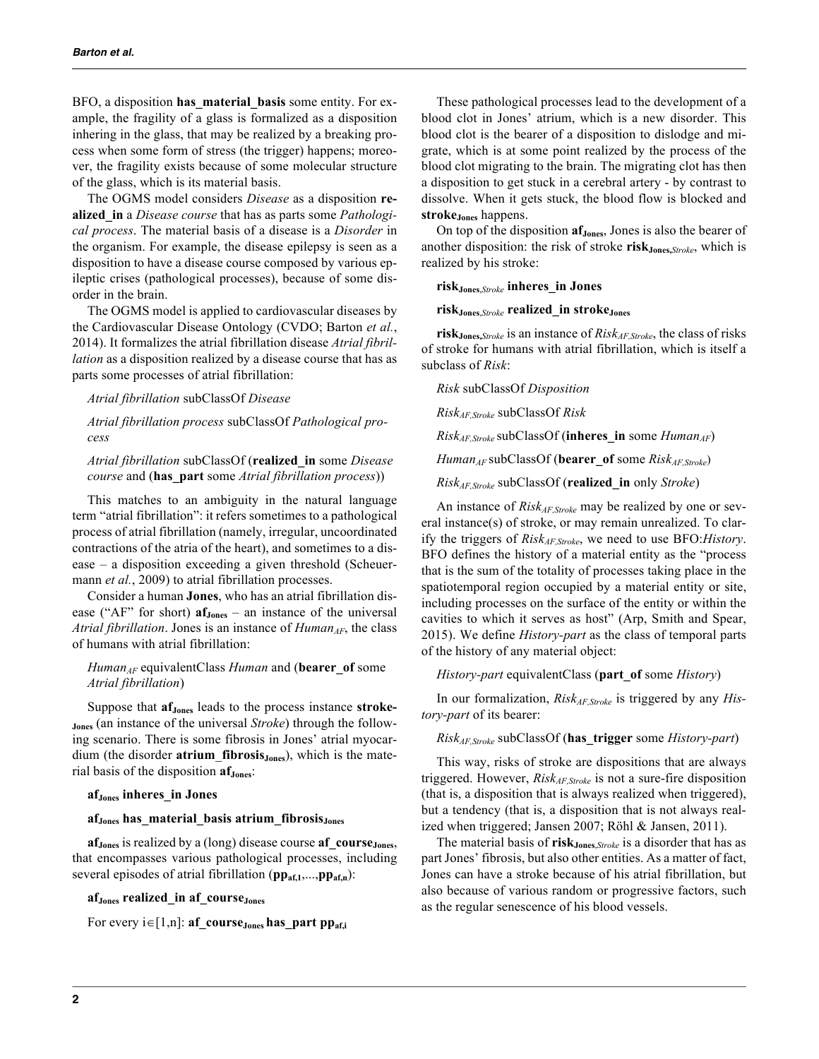BFO, a disposition **has_material_basis** some entity. For example, the fragility of a glass is formalized as a disposition inhering in the glass, that may be realized by a breaking process when some form of stress (the trigger) happens; moreover, the fragility exists because of some molecular structure of the glass, which is its material basis.

The OGMS model considers *Disease* as a disposition **realized_in** a *Disease course* that has as parts some *Pathological process*. The material basis of a disease is a *Disorder* in the organism. For example, the disease epilepsy is seen as a disposition to have a disease course composed by various epileptic crises (pathological processes), because of some disorder in the brain.

The OGMS model is applied to cardiovascular diseases by the Cardiovascular Disease Ontology (CVDO; Barton *et al.*, 2014). It formalizes the atrial fibrillation disease *Atrial fibrillation* as a disposition realized by a disease course that has as parts some processes of atrial fibrillation:

*Atrial fibrillation* subClassOf *Disease*

*Atrial fibrillation process* subClassOf *Pathological process*

*Atrial fibrillation* subClassOf (**realized_in** some *Disease course* and (**has_part** some *Atrial fibrillation process*))

This matches to an ambiguity in the natural language term "atrial fibrillation": it refers sometimes to a pathological process of atrial fibrillation (namely, irregular, uncoordinated contractions of the atria of the heart), and sometimes to a disease – a disposition exceeding a given threshold (Scheuermann *et al.*, 2009) to atrial fibrillation processes.

Consider a human **Jones**, who has an atrial fibrillation disease ("AF" for short) $\mathbf{af_{Jones}}$ – an instance of the universal *Atrial fibrillation*. Jones is an instance of $Human_{AF}$, the class of humans with atrial fibrillation:

$Human_{AF}$ equivalentClass *Human* and (**bearer_of** some *Atrial fibrillation*)

Suppose that $\mathbf{af_{Jones}}$ leads to the process instance $\mathbf{stroke_{Jones}}$ (an instance of the universal *Stroke*) through the following scenario. There is some fibrosis in Jones' atrial myocardium (the disorder $\mathbf{atrium\_fibrosis_{Jones}}$), which is the material basis of the disposition $\mathbf{af_{Jones}}$:

$\mathbf{af_{Jones}}$ **inheres_in Jones**

$\mathbf{af_{Jones}}$ **has_material_basis** $\mathbf{atrium\_fibrosis_{Jones}}$

$\mathbf{af_{Jones}}$ is realized by a (long) disease course $\mathbf{af\_course_{Jones}}$, that encompasses various pathological processes, including several episodes of atrial fibrillation ($\mathbf{pp_{af,1}},\ldots,\mathbf{pp_{af,n}}$):

$\mathbf{af_{Jones}}$ **realized_in** $\mathbf{af\_course_{Jones}}$

For every $i \in [1,n]$: $\mathbf{af\_course_{Jones}}$ **has_part** $\mathbf{pp_{af,i}}$

These pathological processes lead to the development of a blood clot in Jones' atrium, which is a new disorder. This blood clot is the bearer of a disposition to dislodge and migrate, which is at some point realized by the process of the blood clot migrating to the brain. The migrating clot has then a disposition to get stuck in a cerebral artery - by contrast to dissolve. When it gets stuck, the blood flow is blocked and $\mathbf{stroke_{Jones}}$ happens.

On top of the disposition $\mathbf{af_{Jones}}$, Jones is also the bearer of another disposition: the risk of stroke $\mathbf{risk}_{\mathbf{Jones},Stroke}$, which is realized by his stroke:

$\mathbf{risk}_{\mathbf{Jones},Stroke}$ **inheres_in Jones**

$\mathbf{risk}_{\mathbf{Jones},Stroke}$ **realized_in** $\mathbf{stroke_{Jones}}$

$\mathbf{risk}_{\mathbf{Jones},Stroke}$ is an instance of $Risk_{AF,Stroke}$, the class of risks of stroke for humans with atrial fibrillation, which is itself a subclass of *Risk*:

*Risk* subClassOf *Disposition*

$Risk_{AF,Stroke}$ subClassOf *Risk*

$Risk_{AF,Stroke}$ subClassOf (**inheres_in** some $Human_{AF}$)

$Human_{AF}$ subClassOf (**bearer_of** some $Risk_{AF,Stroke}$)

$Risk_{AF,Stroke}$ subClassOf (**realized_in** only *Stroke*)

An instance of $Risk_{AF,Stroke}$ may be realized by one or several instance(s) of stroke, or may remain unrealized. To clarify the triggers of $Risk_{AF,Stroke}$, we need to use BFO:*History*. BFO defines the history of a material entity as the "process that is the sum of the totality of processes taking place in the spatiotemporal region occupied by a material entity or site, including processes on the surface of the entity or within the cavities to which it serves as host" (Arp, Smith and Spear, 2015). We define *History-part* as the class of temporal parts of the history of any material object:

*History-part* equivalentClass (**part_of** some *History*)

In our formalization, $Risk_{AF,Stroke}$ is triggered by any *History-part* of its bearer:

$Risk_{AF,Stroke}$ subClassOf (**has_trigger** some *History-part*)

This way, risks of stroke are dispositions that are always triggered. However, $Risk_{AF,Stroke}$ is not a sure-fire disposition (that is, a disposition that is always realized when triggered), but a tendency (that is, a disposition that is not always realized when triggered; Jansen 2007; Röhl & Jansen, 2011).

The material basis of $\mathbf{risk}_{\mathbf{Jones},Stroke}$ is a disorder that has as part Jones' fibrosis, but also other entities. As a matter of fact, Jones can have a stroke because of his atrial fibrillation, but also because of various random or progressive factors, such as the regular senescence of his blood vessels.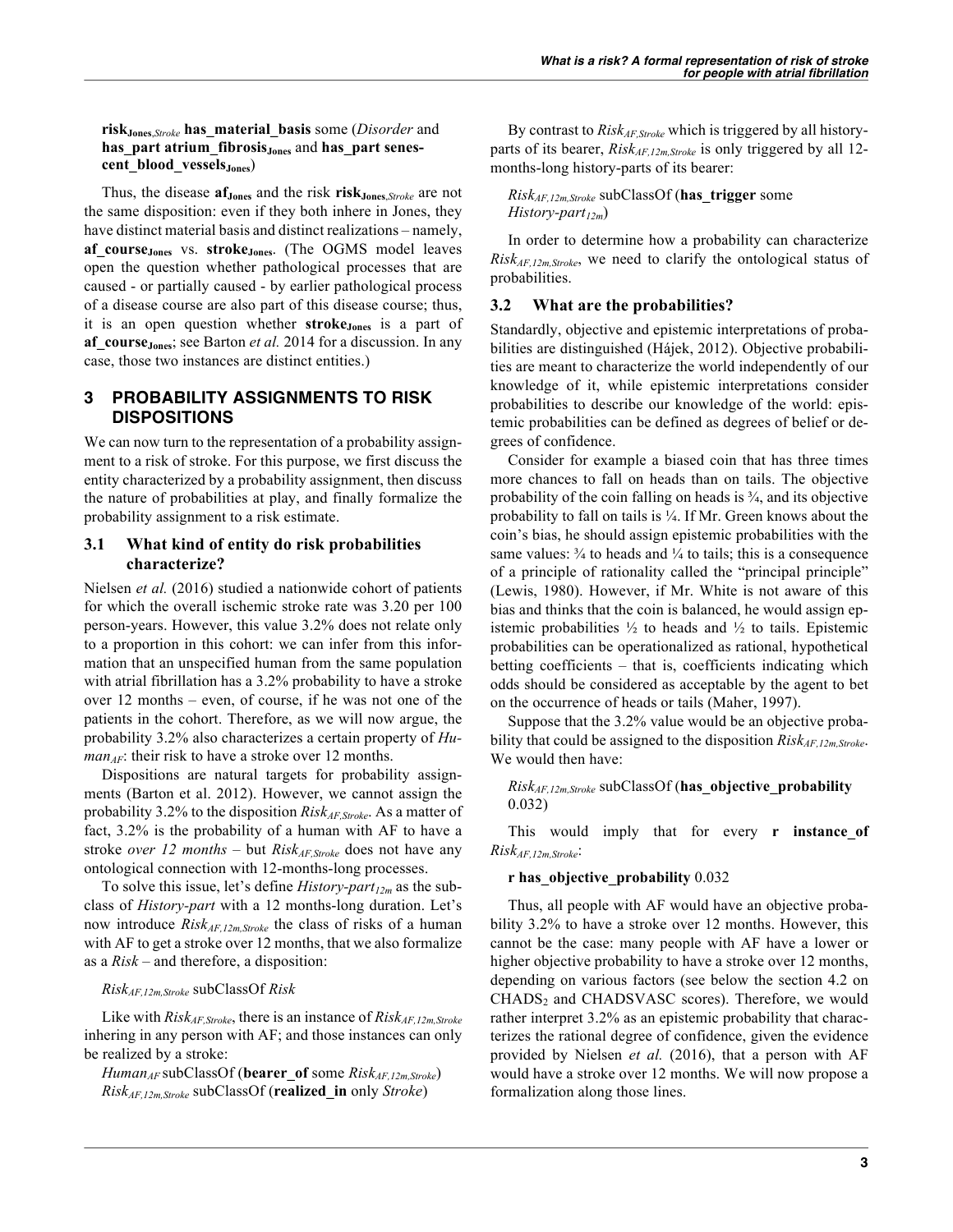**risk$_{Jones,Stroke}$ has_material_basis** some (*Disorder* and **has_part atrium_fibrosis$_{Jones}$** and **has_part senescent_blood_vessels$_{Jones}$**)

Thus, the disease **af$_{Jones}$** and the risk **risk$_{Jones,Stroke}$** are not the same disposition: even if they both inhere in Jones, they have distinct material basis and distinct realizations – namely, **af_course$_{Jones}$** vs. **stroke$_{Jones}$**. (The OGMS model leaves open the question whether pathological processes that are caused - or partially caused - by earlier pathological process of a disease course are also part of this disease course; thus, it is an open question whether **stroke$_{Jones}$** is a part of **af_course$_{Jones}$**; see Barton *et al.* 2014 for a discussion. In any case, those two instances are distinct entities.)

## 3 PROBABILITY ASSIGNMENTS TO RISK DISPOSITIONS

We can now turn to the representation of a probability assignment to a risk of stroke. For this purpose, we first discuss the entity characterized by a probability assignment, then discuss the nature of probabilities at play, and finally formalize the probability assignment to a risk estimate.

### 3.1 What kind of entity do risk probabilities characterize?

Nielsen *et al.* (2016) studied a nationwide cohort of patients for which the overall ischemic stroke rate was 3.20 per 100 person-years. However, this value 3.2% does not relate only to a proportion in this cohort: we can infer from this information that an unspecified human from the same population with atrial fibrillation has a 3.2% probability to have a stroke over 12 months – even, of course, if he was not one of the patients in the cohort. Therefore, as we will now argue, the probability 3.2% also characterizes a certain property of *Human$_{AF}$*: their risk to have a stroke over 12 months.

Dispositions are natural targets for probability assignments (Barton et al. 2012). However, we cannot assign the probability 3.2% to the disposition *Risk$_{AF,Stroke}$*. As a matter of fact, 3.2% is the probability of a human with AF to have a stroke *over 12 months* – but *Risk$_{AF,Stroke}$* does not have any ontological connection with 12-months-long processes.

To solve this issue, let's define *History-part$_{12m}$* as the subclass of *History-part* with a 12 months-long duration. Let's now introduce *Risk$_{AF,12m,Stroke}$* the class of risks of a human with AF to get a stroke over 12 months, that we also formalize as a *Risk* – and therefore, a disposition:

*Risk$_{AF,12m,Stroke}$* subClassOf *Risk*

Like with *Risk$_{AF,Stroke}$*, there is an instance of *Risk$_{AF,12m,Stroke}$* inhering in any person with AF; and those instances can only be realized by a stroke:

*Human$_{AF}$* subClassOf (**bearer_of** some *Risk$_{AF,12m,Stroke}$*)
*Risk$_{AF,12m,Stroke}$* subClassOf (**realized_in** only *Stroke*)

By contrast to *Risk$_{AF,Stroke}$* which is triggered by all history-parts of its bearer, *Risk$_{AF,12m,Stroke}$* is only triggered by all 12-months-long history-parts of its bearer:

*Risk$_{AF,12m,Stroke}$* subClassOf (**has_trigger** some *History-part$_{12m}$*)

In order to determine how a probability can characterize *Risk$_{AF,12m,Stroke}$*, we need to clarify the ontological status of probabilities.

### 3.2 What are the probabilities?

Standardly, objective and epistemic interpretations of probabilities are distinguished (Hájek, 2012). Objective probabilities are meant to characterize the world independently of our knowledge of it, while epistemic interpretations consider probabilities to describe our knowledge of the world: epistemic probabilities can be defined as degrees of belief or degrees of confidence.

Consider for example a biased coin that has three times more chances to fall on heads than on tails. The objective probability of the coin falling on heads is ¾, and its objective probability to fall on tails is ¼. If Mr. Green knows about the coin's bias, he should assign epistemic probabilities with the same values: ¾ to heads and ¼ to tails; this is a consequence of a principle of rationality called the "principal principle" (Lewis, 1980). However, if Mr. White is not aware of this bias and thinks that the coin is balanced, he would assign epistemic probabilities ½ to heads and ½ to tails. Epistemic probabilities can be operationalized as rational, hypothetical betting coefficients – that is, coefficients indicating which odds should be considered as acceptable by the agent to bet on the occurrence of heads or tails (Maher, 1997).

Suppose that the 3.2% value would be an objective probability that could be assigned to the disposition *Risk$_{AF,12m,Stroke}$*. We would then have:

*Risk$_{AF,12m,Stroke}$* subClassOf (**has_objective_probability** 0.032)

This would imply that for every **r instance_of** *Risk$_{AF,12m,Stroke}$*:

**r has_objective_probability** 0.032

Thus, all people with AF would have an objective probability 3.2% to have a stroke over 12 months. However, this cannot be the case: many people with AF have a lower or higher objective probability to have a stroke over 12 months, depending on various factors (see below the section 4.2 on $CHADS_2$ and CHADSVASC scores). Therefore, we would rather interpret 3.2% as an epistemic probability that characterizes the rational degree of confidence, given the evidence provided by Nielsen *et al.* (2016), that a person with AF would have a stroke over 12 months. We will now propose a formalization along those lines.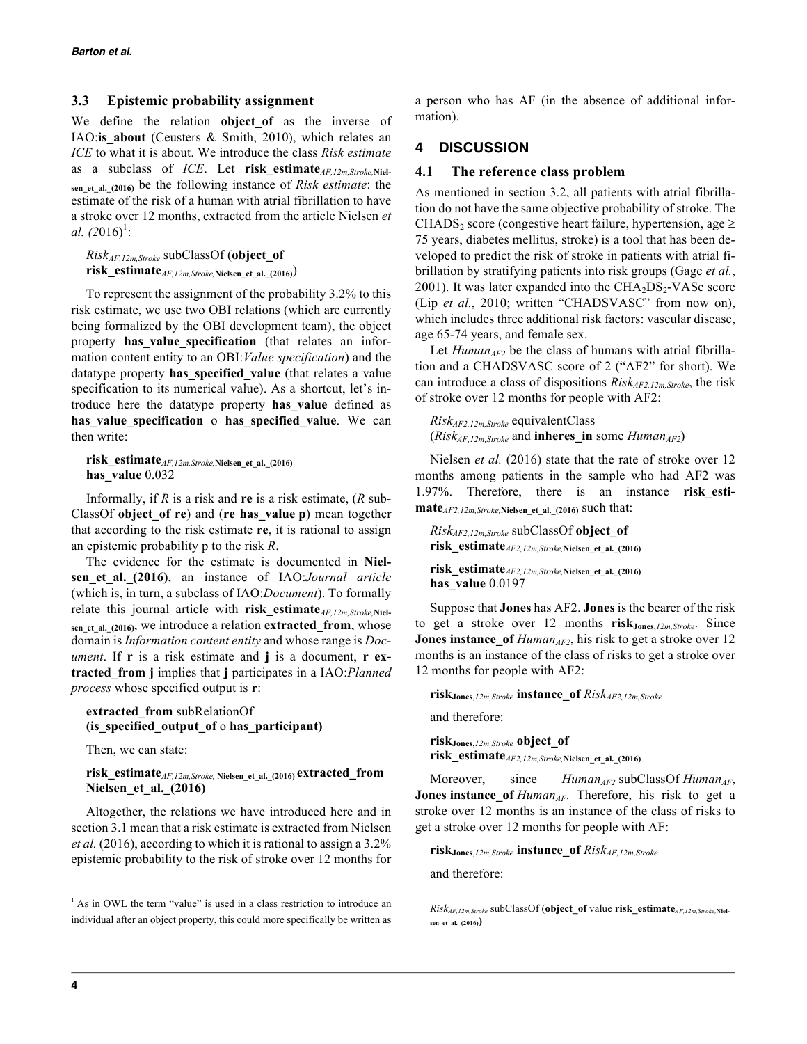### 3.3 Epistemic probability assignment

We define the relation **object_of** as the inverse of IAO:**is_about** (Ceusters & Smith, 2010), which relates an *ICE* to what it is about. We introduce the class *Risk estimate* as a subclass of *ICE*. Let **risk_estimate**$_{AF,12m,Stroke,\text{Nielsen\_et\_al.\_(2016)}}$ be the following instance of *Risk estimate*: the estimate of the risk of a human with atrial fibrillation to have a stroke over 12 months, extracted from the article Nielsen *et al. (*2016)[1]:

> *Risk*$_{AF,12m,Stroke}$ subClassOf (**object_of risk_estimate**$_{AF,12m,Stroke,\text{Nielsen\_et\_al.\_(2016)}}$)

To represent the assignment of the probability 3.2% to this risk estimate, we use two OBI relations (which are currently being formalized by the OBI development team), the object property **has_value_specification** (that relates an information content entity to an OBI:*Value specification*) and the datatype property **has_specified_value** (that relates a value specification to its numerical value). As a shortcut, let's introduce here the datatype property **has_value** defined as **has_value_specification** o **has_specified_value**. We can then write:

> **risk_estimate**$_{AF,12m,Stroke,\text{Nielsen\_et\_al.\_(2016)}}$ **has_value** 0.032

Informally, if *R* is a risk and **re** is a risk estimate, (*R* subClassOf **object_of re**) and (**re has_value p**) mean together that according to the risk estimate **re**, it is rational to assign an epistemic probability p to the risk *R*.

The evidence for the estimate is documented in **Nielsen_et_al._(2016)**, an instance of IAO:*Journal article* (which is, in turn, a subclass of IAO:*Document*). To formally relate this journal article with **risk_estimate**$_{AF,12m,Stroke,\text{Nielsen\_et\_al.\_(2016)}}$, we introduce a relation **extracted_from**, whose domain is *Information content entity* and whose range is *Document*. If **r** is a risk estimate and **j** is a document, **r extracted_from j** implies that **j** participates in a IAO:*Planned process* whose specified output is **r**:

> **extracted_from** subRelationOf **(is_specified_output_of** o **has_participant)**

Then, we can state:

> **risk_estimate**$_{AF,12m,Stroke,\text{ Nielsen\_et\_al.\_(2016)}}$ **extracted_from Nielsen_et_al._(2016)**

Altogether, the relations we have introduced here and in section 3.1 mean that a risk estimate is extracted from Nielsen *et al.* (2016), according to which it is rational to assign a 3.2% epistemic probability to the risk of stroke over 12 months for a person who has AF (in the absence of additional information).

## 4 DISCUSSION

### 4.1 The reference class problem

As mentioned in section 3.2, all patients with atrial fibrillation do not have the same objective probability of stroke. The $CHADS_2$ score (congestive heart failure, hypertension, age ≥ 75 years, diabetes mellitus, stroke) is a tool that has been developed to predict the risk of stroke in patients with atrial fibrillation by stratifying patients into risk groups (Gage *et al.*, 2001). It was later expanded into the $CHA_2DS_2$-VASc score (Lip *et al.*, 2010; written "CHADSVASC" from now on), which includes three additional risk factors: vascular disease, age 65-74 years, and female sex.

Let *Human*$_{AF2}$ be the class of humans with atrial fibrillation and a CHADSVASC score of 2 ("AF2" for short). We can introduce a class of dispositions *Risk*$_{AF2,12m,Stroke}$, the risk of stroke over 12 months for people with AF2:

> *Risk*$_{AF2,12m,Stroke}$ equivalentClass (*Risk*$_{AF,12m,Stroke}$ and **inheres_in** some *Human*$_{AF2}$)

Nielsen *et al.* (2016) state that the rate of stroke over 12 months among patients in the sample who had AF2 was 1.97%. Therefore, there is an instance **risk_estimate**$_{AF2,12m,Stroke,\text{Nielsen\_et\_al.\_(2016)}}$ such that:

> *Risk*$_{AF2,12m,Stroke}$ subClassOf **object_of risk_estimate**$_{AF2,12m,Stroke,\text{Nielsen\_et\_al.\_(2016)}}$
>
> **risk_estimate**$_{AF2,12m,Stroke,\text{Nielsen\_et\_al.\_(2016)}}$ **has_value** 0.0197

Suppose that **Jones** has AF2. **Jones** is the bearer of the risk to get a stroke over 12 months **risk**$_{\text{Jones},12m,Stroke}$. Since **Jones instance_of** *Human*$_{AF2}$, his risk to get a stroke over 12 months is an instance of the class of risks to get a stroke over 12 months for people with AF2:

> **risk**$_{\text{Jones},12m,Stroke}$ **instance_of** *Risk*$_{AF2,12m,Stroke}$

and therefore:

> **risk**$_{\text{Jones},12m,Stroke}$ **object_of risk_estimate**$_{AF2,12m,Stroke,\text{Nielsen\_et\_al.\_(2016)}}$

Moreover, since *Human*$_{AF2}$ subClassOf *Human*$_{AF}$, **Jones instance_of** *Human*$_{AF}$. Therefore, his risk to get a stroke over 12 months is an instance of the class of risks to get a stroke over 12 months for people with AF:

> **risk**$_{\text{Jones},12m,Stroke}$ **instance_of** *Risk*$_{AF,12m,Stroke}$

and therefore:

[1] As in OWL the term "value" is used in a class restriction to introduce an individual after an object property, this could more specifically be written as *Risk*$_{AF,12m,Stroke}$ subClassOf (**object_of** value **risk_estimate**$_{AF,12m,Stroke,\text{Nielsen\_et\_al.\_(2016)}}$)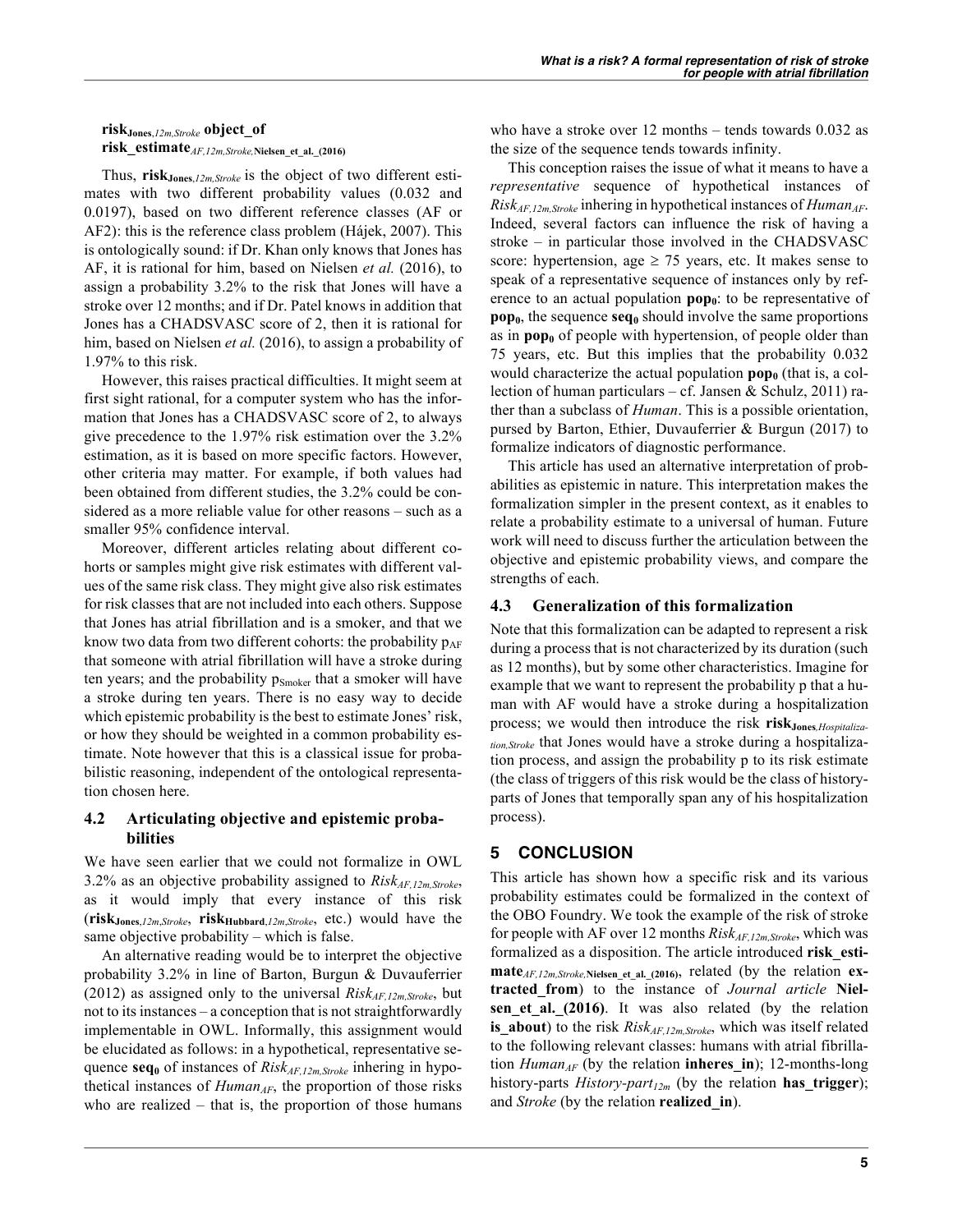**risk**$_{\textbf{Jones},12m,Stroke}$ **object_of risk_estimate**$_{AF,12m,Stroke,\textbf{Nielsen\_et\_al.\_(2016)}}$

Thus, **risk**$_{\textbf{Jones},12m,Stroke}$ is the object of two different estimates with two different probability values (0.032 and 0.0197), based on two different reference classes (AF or AF2): this is the reference class problem (Hájek, 2007). This is ontologically sound: if Dr. Khan only knows that Jones has AF, it is rational for him, based on Nielsen *et al.* (2016), to assign a probability 3.2% to the risk that Jones will have a stroke over 12 months; and if Dr. Patel knows in addition that Jones has a CHADSVASC score of 2, then it is rational for him, based on Nielsen *et al.* (2016), to assign a probability of 1.97% to this risk.

However, this raises practical difficulties. It might seem at first sight rational, for a computer system who has the information that Jones has a CHADSVASC score of 2, to always give precedence to the 1.97% risk estimation over the 3.2% estimation, as it is based on more specific factors. However, other criteria may matter. For example, if both values had been obtained from different studies, the 3.2% could be considered as a more reliable value for other reasons – such as a smaller 95% confidence interval.

Moreover, different articles relating about different cohorts or samples might give risk estimates with different values of the same risk class. They might give also risk estimates for risk classes that are not included into each others. Suppose that Jones has atrial fibrillation and is a smoker, and that we know two data from two different cohorts: the probability $p_{AF}$ that someone with atrial fibrillation will have a stroke during ten years; and the probability $p_{Smoker}$ that a smoker will have a stroke during ten years. There is no easy way to decide which epistemic probability is the best to estimate Jones' risk, or how they should be weighted in a common probability estimate. Note however that this is a classical issue for probabilistic reasoning, independent of the ontological representation chosen here.

### 4.2 Articulating objective and epistemic probabilities

We have seen earlier that we could not formalize in OWL 3.2% as an objective probability assigned to $Risk_{AF,12m,Stroke}$, as it would imply that every instance of this risk (**risk**$_{\textbf{Jones},12m,Stroke}$, **risk**$_{\textbf{Hubbard},12m,Stroke}$, etc.) would have the same objective probability – which is false.

An alternative reading would be to interpret the objective probability 3.2% in line of Barton, Burgun & Duvauferrier (2012) as assigned only to the universal $Risk_{AF,12m,Stroke}$, but not to its instances – a conception that is not straightforwardly implementable in OWL. Informally, this assignment would be elucidated as follows: in a hypothetical, representative sequence $\textbf{seq}_\textbf{0}$ of instances of $Risk_{AF,12m,Stroke}$ inhering in hypothetical instances of $Human_{AF}$, the proportion of those risks who are realized – that is, the proportion of those humans who have a stroke over 12 months – tends towards 0.032 as the size of the sequence tends towards infinity.

This conception raises the issue of what it means to have a *representative* sequence of hypothetical instances of $Risk_{AF,12m,Stroke}$ inhering in hypothetical instances of $Human_{AF}$. Indeed, several factors can influence the risk of having a stroke – in particular those involved in the CHADSVASC score: hypertension, age ≥ 75 years, etc. It makes sense to speak of a representative sequence of instances only by reference to an actual population $\textbf{pop}_\textbf{0}$: to be representative of $\textbf{pop}_\textbf{0}$, the sequence $\textbf{seq}_\textbf{0}$ should involve the same proportions as in $\textbf{pop}_\textbf{0}$ of people with hypertension, of people older than 75 years, etc. But this implies that the probability 0.032 would characterize the actual population $\textbf{pop}_\textbf{0}$ (that is, a collection of human particulars – cf. Jansen & Schulz, 2011) rather than a subclass of *Human*. This is a possible orientation, pursed by Barton, Ethier, Duvauferrier & Burgun (2017) to formalize indicators of diagnostic performance.

This article has used an alternative interpretation of probabilities as epistemic in nature. This interpretation makes the formalization simpler in the present context, as it enables to relate a probability estimate to a universal of human. Future work will need to discuss further the articulation between the objective and epistemic probability views, and compare the strengths of each.

### 4.3 Generalization of this formalization

Note that this formalization can be adapted to represent a risk during a process that is not characterized by its duration (such as 12 months), but by some other characteristics. Imagine for example that we want to represent the probability p that a human with AF would have a stroke during a hospitalization process; we would then introduce the risk **risk**$_{\textbf{Jones},Hospitalization,Stroke}$ that Jones would have a stroke during a hospitalization process, and assign the probability p to its risk estimate (the class of triggers of this risk would be the class of history-parts of Jones that temporally span any of his hospitalization process).

## 5 CONCLUSION

This article has shown how a specific risk and its various probability estimates could be formalized in the context of the OBO Foundry. We took the example of the risk of stroke for people with AF over 12 months $Risk_{AF,12m,Stroke}$, which was formalized as a disposition. The article introduced **risk_estimate**$_{AF,12m,Stroke,\textbf{Nielsen\_et\_al.\_(2016)}}$, related (by the relation **extracted_from**) to the instance of *Journal article* **Nielsen_et_al._(2016)**. It was also related (by the relation **is_about**) to the risk $Risk_{AF,12m,Stroke}$, which was itself related to the following relevant classes: humans with atrial fibrillation $Human_{AF}$ (by the relation **inheres_in**); 12-months-long history-parts $History\text{-}part_{12m}$ (by the relation **has_trigger**); and *Stroke* (by the relation **realized_in**).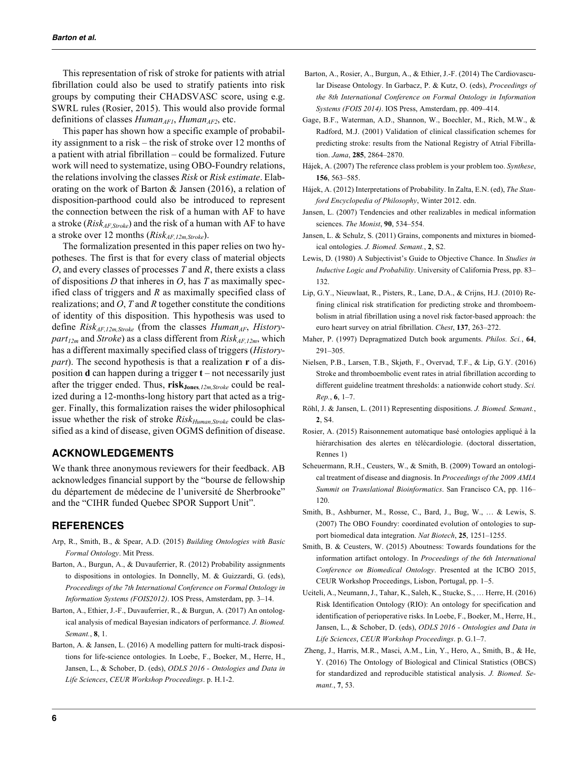This representation of risk of stroke for patients with atrial fibrillation could also be used to stratify patients into risk groups by computing their CHADSVASC score, using e.g. SWRL rules (Rosier, 2015). This would also provide formal definitions of classes $Human_{AF1}$, $Human_{AF2}$, etc.

This paper has shown how a specific example of probability assignment to a risk – the risk of stroke over 12 months of a patient with atrial fibrillation – could be formalized. Future work will need to systematize, using OBO-Foundry relations, the relations involving the classes *Risk* or *Risk estimate*. Elaborating on the work of Barton & Jansen (2016), a relation of disposition-parthood could also be introduced to represent the connection between the risk of a human with AF to have a stroke ($Risk_{AF,Stroke}$) and the risk of a human with AF to have a stroke over 12 months ($Risk_{AF,12m,Stroke}$).

The formalization presented in this paper relies on two hypotheses. The first is that for every class of material objects *O*, and every classes of processes *T* and *R*, there exists a class of dispositions *D* that inheres in *O*, has *T* as maximally specified class of triggers and *R* as maximally specified class of realizations; and *O*, *T* and *R* together constitute the conditions of identity of this disposition. This hypothesis was used to define $Risk_{AF,12m,Stroke}$ (from the classes $Human_{AF}$, $History\text{-}part_{12m}$ and *Stroke*) as a class different from $Risk_{AF,12m}$, which has a different maximally specified class of triggers (*History-part*). The second hypothesis is that a realization **r** of a disposition **d** can happen during a trigger **t** – not necessarily just after the trigger ended. Thus, $\mathbf{risk_{Jones}}_{,12m,Stroke}$ could be realized during a 12-months-long history part that acted as a trigger. Finally, this formalization raises the wider philosophical issue whether the risk of stroke $Risk_{Human,Stroke}$ could be classified as a kind of disease, given OGMS definition of disease.

## ACKNOWLEDGEMENTS

We thank three anonymous reviewers for their feedback. AB acknowledges financial support by the "bourse de fellowship du département de médecine de l'université de Sherbrooke" and the "CIHR funded Quebec SPOR Support Unit".

## REFERENCES

Arp, R., Smith, B., & Spear, A.D. (2015) *Building Ontologies with Basic Formal Ontology*. Mit Press.

Barton, A., Burgun, A., & Duvauferrier, R. (2012) Probability assignments to dispositions in ontologies. In Donnelly, M. & Guizzardi, G. (eds), *Proceedings of the 7th International Conference on Formal Ontology in Information Systems (FOIS2012)*. IOS Press, Amsterdam, pp. 3–14.

Barton, A., Ethier, J.-F., Duvauferrier, R., & Burgun, A. (2017) An ontological analysis of medical Bayesian indicators of performance. *J. Biomed. Semant.*, **8**, 1.

Barton, A. & Jansen, L. (2016) A modelling pattern for multi-track dispositions for life-science ontologies. In Loebe, F., Boeker, M., Herre, H., Jansen, L., & Schober, D. (eds), *ODLS 2016 - Ontologies and Data in Life Sciences*, *CEUR Workshop Proceedings*. p. H.1-2.

Barton, A., Rosier, A., Burgun, A., & Ethier, J.-F. (2014) The Cardiovascular Disease Ontology. In Garbacz, P. & Kutz, O. (eds), *Proceedings of the 8th International Conference on Formal Ontology in Information Systems (FOIS 2014)*. IOS Press, Amsterdam, pp. 409–414.

Gage, B.F., Waterman, A.D., Shannon, W., Boechler, M., Rich, M.W., & Radford, M.J. (2001) Validation of clinical classification schemes for predicting stroke: results from the National Registry of Atrial Fibrillation. *Jama*, **285**, 2864–2870.

Hájek, A. (2007) The reference class problem is your problem too. *Synthese*, **156**, 563–585.

Hájek, A. (2012) Interpretations of Probability. In Zalta, E.N. (ed), *The Stanford Encyclopedia of Philosophy*, Winter 2012. edn.

Jansen, L. (2007) Tendencies and other realizables in medical information sciences. *The Monist*, **90**, 534–554.

Jansen, L. & Schulz, S. (2011) Grains, components and mixtures in biomedical ontologies. *J. Biomed. Semant.*, **2**, S2.

Lewis, D. (1980) A Subjectivist's Guide to Objective Chance. In *Studies in Inductive Logic and Probability*. University of California Press, pp. 83–132.

Lip, G.Y., Nieuwlaat, R., Pisters, R., Lane, D.A., & Crijns, H.J. (2010) Refining clinical risk stratification for predicting stroke and thromboembolism in atrial fibrillation using a novel risk factor-based approach: the euro heart survey on atrial fibrillation. *Chest*, **137**, 263–272.

Maher, P. (1997) Depragmatized Dutch book arguments. *Philos. Sci.*, **64**, 291–305.

Nielsen, P.B., Larsen, T.B., Skjøth, F., Overvad, T.F., & Lip, G.Y. (2016) Stroke and thromboembolic event rates in atrial fibrillation according to different guideline treatment thresholds: a nationwide cohort study. *Sci. Rep.*, **6**, 1–7.

Röhl, J. & Jansen, L. (2011) Representing dispositions. *J. Biomed. Semant.*, **2**, S4.

Rosier, A. (2015) Raisonnement automatique basé ontologies appliqué à la hiérarchisation des alertes en télécardiologie. (doctoral dissertation, Rennes 1)

Scheuermann, R.H., Ceusters, W., & Smith, B. (2009) Toward an ontological treatment of disease and diagnosis. In *Proceedings of the 2009 AMIA Summit on Translational Bioinformatics*. San Francisco CA, pp. 116–120.

Smith, B., Ashburner, M., Rosse, C., Bard, J., Bug, W., … & Lewis, S. (2007) The OBO Foundry: coordinated evolution of ontologies to support biomedical data integration. *Nat Biotech*, **25**, 1251–1255.

Smith, B. & Ceusters, W. (2015) Aboutness: Towards foundations for the information artifact ontology. In *Proceedings of the 6th International Conference on Biomedical Ontology*. Presented at the ICBO 2015, CEUR Workshop Proceedings, Lisbon, Portugal, pp. 1–5.

Uciteli, A., Neumann, J., Tahar, K., Saleh, K., Stucke, S., … Herre, H. (2016) Risk Identification Ontology (RIO): An ontology for specification and identification of perioperative risks. In Loebe, F., Boeker, M., Herre, H., Jansen, L., & Schober, D. (eds), *ODLS 2016 - Ontologies and Data in Life Sciences*, *CEUR Workshop Proceedings*. p. G.1–7.

Zheng, J., Harris, M.R., Masci, A.M., Lin, Y., Hero, A., Smith, B., & He, Y. (2016) The Ontology of Biological and Clinical Statistics (OBCS) for standardized and reproducible statistical analysis. *J. Biomed. Semant.*, **7**, 53.